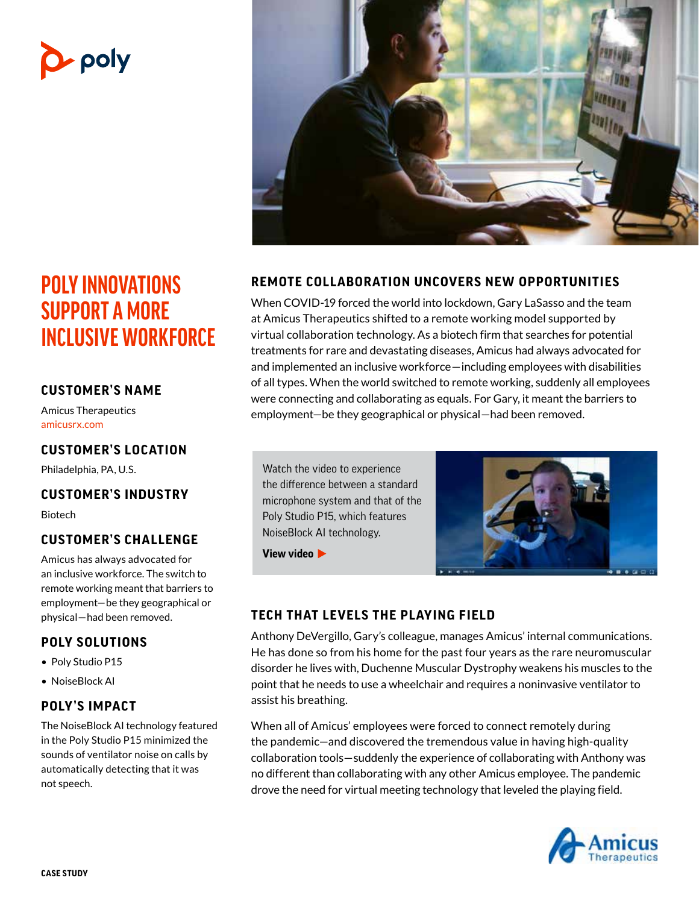# POLY INNOVATIONS SUPPORT A MORE INCLUSIVE WORKFORCE

## CUSTOMER'S NAME

Amicus Therapeutics
amicusrx.com

## CUSTOMER'S LOCATION

Philadelphia, PA, U.S.

## CUSTOMER'S INDUSTRY

Biotech

## CUSTOMER'S CHALLENGE

Amicus has always advocated for an inclusive workforce. The switch to remote working meant that barriers to employment—be they geographical or physical—had been removed.

## POLY SOLUTIONS

- Poly Studio P15
- NoiseBlock AI

## POLY'S IMPACT

The NoiseBlock AI technology featured in the Poly Studio P15 minimized the sounds of ventilator noise on calls by automatically detecting that it was not speech.

## REMOTE COLLABORATION UNCOVERS NEW OPPORTUNITIES

When COVID-19 forced the world into lockdown, Gary LaSasso and the team at Amicus Therapeutics shifted to a remote working model supported by virtual collaboration technology. As a biotech firm that searches for potential treatments for rare and devastating diseases, Amicus had always advocated for and implemented an inclusive workforce—including employees with disabilities of all types. When the world switched to remote working, suddenly all employees were connecting and collaborating as equals. For Gary, it meant the barriers to employment—be they geographical or physical—had been removed.

Watch the video to experience the difference between a standard microphone system and that of the Poly Studio P15, which features NoiseBlock AI technology.

**View video ▶**

## TECH THAT LEVELS THE PLAYING FIELD

Anthony DeVergillo, Gary's colleague, manages Amicus' internal communications. He has done so from his home for the past four years as the rare neuromuscular disorder he lives with, Duchenne Muscular Dystrophy weakens his muscles to the point that he needs to use a wheelchair and requires a noninvasive ventilator to assist his breathing.

When all of Amicus' employees were forced to connect remotely during the pandemic—and discovered the tremendous value in having high-quality collaboration tools—suddenly the experience of collaborating with Anthony was no different than collaborating with any other Amicus employee. The pandemic drove the need for virtual meeting technology that leveled the playing field.

CASE STUDY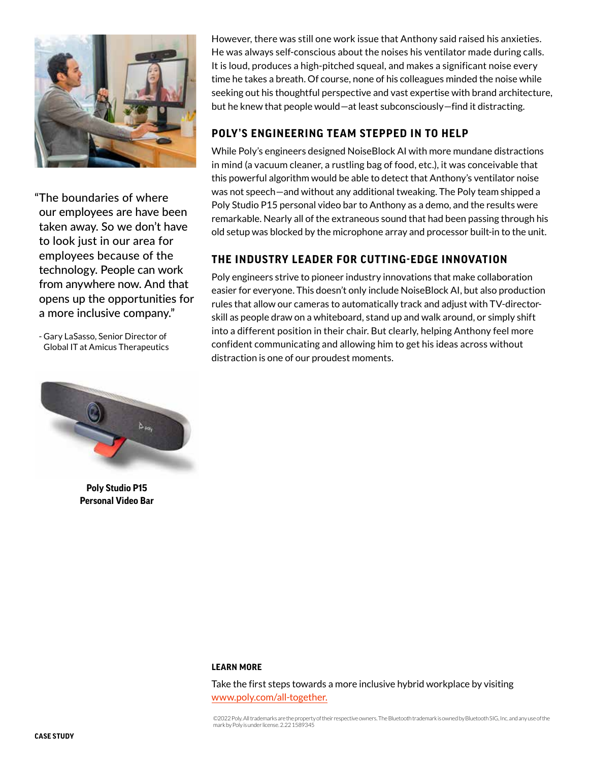However, there was still one work issue that Anthony said raised his anxieties. He was always self-conscious about the noises his ventilator made during calls. It is loud, produces a high-pitched squeal, and makes a significant noise every time he takes a breath. Of course, none of his colleagues minded the noise while seeking out his thoughtful perspective and vast expertise with brand architecture, but he knew that people would—at least subconsciously—find it distracting.

## POLY'S ENGINEERING TEAM STEPPED IN TO HELP

While Poly's engineers designed NoiseBlock AI with more mundane distractions in mind (a vacuum cleaner, a rustling bag of food, etc.), it was conceivable that this powerful algorithm would be able to detect that Anthony's ventilator noise was not speech—and without any additional tweaking. The Poly team shipped a Poly Studio P15 personal video bar to Anthony as a demo, and the results were remarkable. Nearly all of the extraneous sound that had been passing through his old setup was blocked by the microphone array and processor built-in to the unit.

## THE INDUSTRY LEADER FOR CUTTING-EDGE INNOVATION

Poly engineers strive to pioneer industry innovations that make collaboration easier for everyone. This doesn't only include NoiseBlock AI, but also production rules that allow our cameras to automatically track and adjust with TV-director-skill as people draw on a whiteboard, stand up and walk around, or simply shift into a different position in their chair. But clearly, helping Anthony feel more confident communicating and allowing him to get his ideas across without distraction is one of our proudest moments.

"The boundaries of where our employees are have been taken away. So we don't have to look just in our area for employees because of the technology. People can work from anywhere now. And that opens up the opportunities for a more inclusive company."

- Gary LaSasso, Senior Director of Global IT at Amicus Therapeutics

**Poly Studio P15 Personal Video Bar**

### LEARN MORE

Take the first steps towards a more inclusive hybrid workplace by visiting www.poly.com/all-together.

©2022 Poly. All trademarks are the property of their respective owners. The Bluetooth trademark is owned by Bluetooth SIG, Inc. and any use of the mark by Poly is under license. 2.22 1589345

CASE STUDY